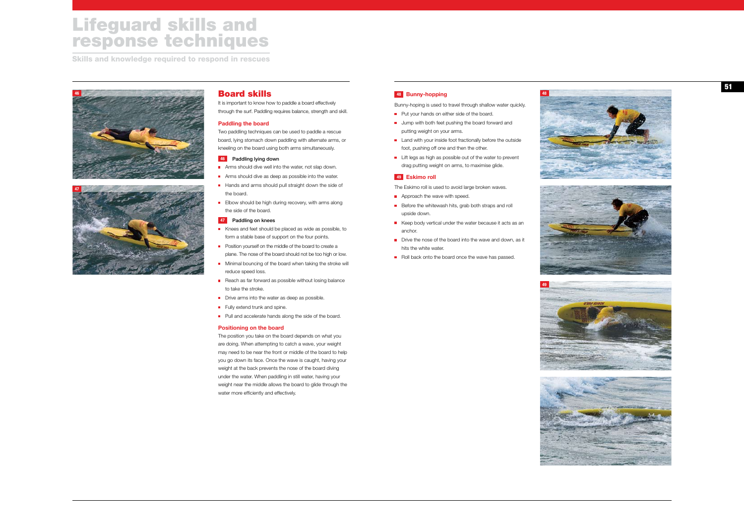# Lifeguard skills and response techniques

**Skills and knowledge required to respond in rescues**

## Board skills

It is important to know how to paddle a board effectively through the surf. Paddling requires balance, strength and skill.

### Paddling the board

Two paddling techniques can be used to paddle a rescue board, lying stomach down paddling with alternate arms, or kneeling on the board using both arms simultaneously.

#### 46 Paddling lying down

- Arms should dive well into the water, not slap down.
- Arms should dive as deep as possible into the water.
- Hands and arms should pull straight down the side of the board.
- Elbow should be high during recovery, with arms along the side of the board.

#### 47 Paddling on knees

- Knees and feet should be placed as wide as possible, to form a stable base of support on the four points.
- Position yourself on the middle of the board to create a plane. The nose of the board should not be too high or low.
- Minimal bouncing of the board when taking the stroke will reduce speed loss.
- Reach as far forward as possible without losing balance to take the stroke.
- Drive arms into the water as deep as possible.
- Fully extend trunk and spine.
- Pull and accelerate hands along the side of the board.

### Positioning on the board

The position you take on the board depends on what you are doing. When attempting to catch a wave, your weight may need to be near the front or middle of the board to help you go down its face. Once the wave is caught, having your weight at the back prevents the nose of the board diving under the water. When paddling in still water, having your weight near the middle allows the board to glide through the water more efficiently and effectively.

### 48 Bunny-hopping

Bunny-hoping is used to travel through shallow water quickly.

- Put your hands on either side of the board.
- Jump with both feet pushing the board forward and putting weight on your arms.
- Land with your inside foot fractionally before the outside foot, pushing off one and then the other.
- Lift legs as high as possible out of the water to prevent drag putting weight on arms, to maximise glide.

### 49 Eskimo roll

The Eskimo roll is used to avoid large broken waves.

- Approach the wave with speed.
- Before the whitewash hits, grab both straps and roll upside down.
- Keep body vertical under the water because it acts as an anchor.
- Drive the nose of the board into the wave and down, as it hits the white water.
- Roll back onto the board once the wave has passed.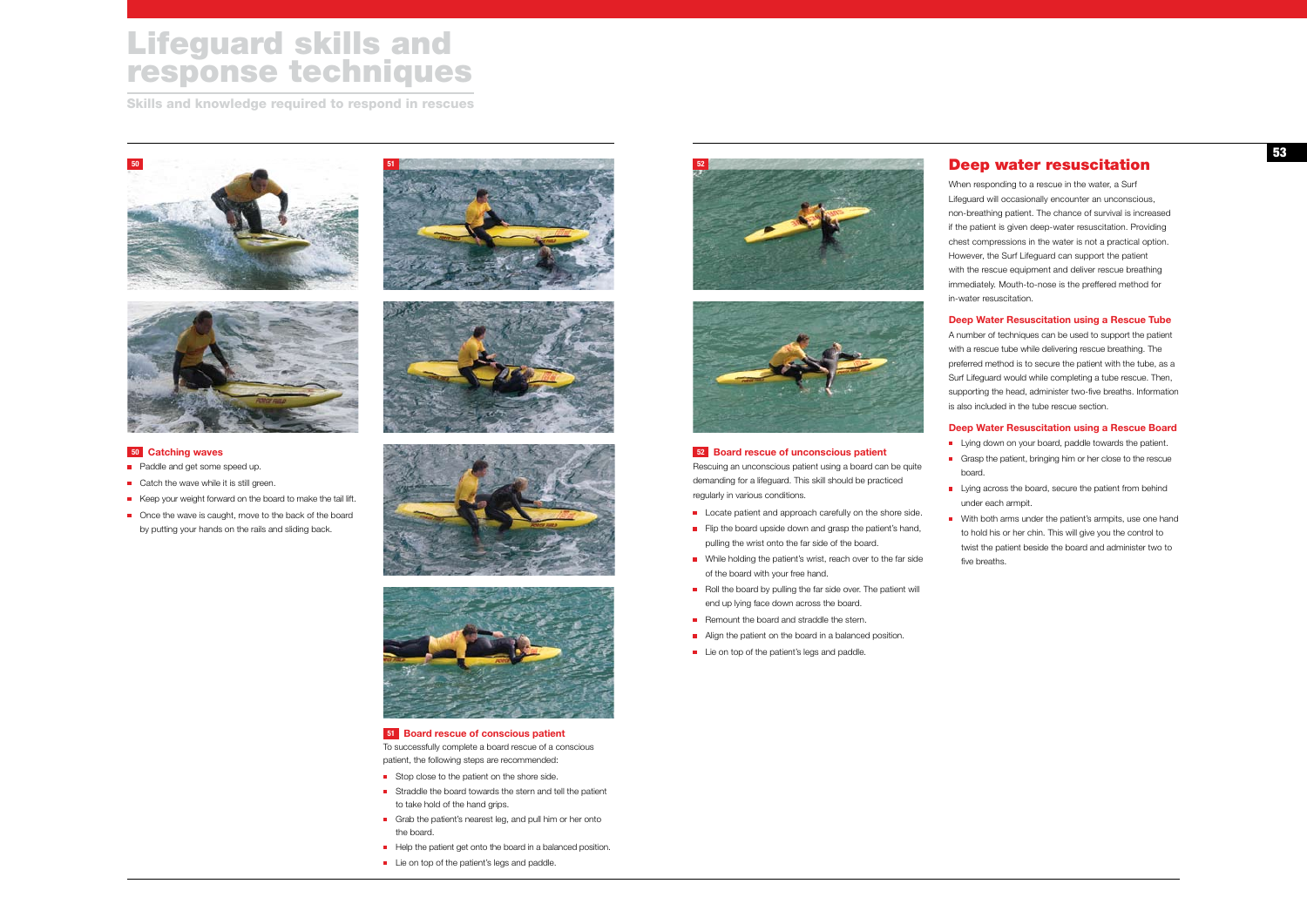# Lifeguard skills and response techniques

**Skills and knowledge required to respond in rescues**

### 50 Catching waves

- Paddle and get some speed up.
- Catch the wave while it is still green.
- Keep your weight forward on the board to make the tail lift.
- Once the wave is caught, move to the back of the board by putting your hands on the rails and sliding back.

### 51 Board rescue of conscious patient

To successfully complete a board rescue of a conscious patient, the following steps are recommended:

- Stop close to the patient on the shore side.
- Straddle the board towards the stern and tell the patient to take hold of the hand grips.
- Grab the patient's nearest leg, and pull him or her onto the board.
- Help the patient get onto the board in a balanced position.
- Lie on top of the patient's legs and paddle.

### 52 Board rescue of unconscious patient

Rescuing an unconscious patient using a board can be quite demanding for a lifeguard. This skill should be practiced regularly in various conditions.

- Locate patient and approach carefully on the shore side.
- Flip the board upside down and grasp the patient's hand, pulling the wrist onto the far side of the board.
- While holding the patient's wrist, reach over to the far side of the board with your free hand.
- Roll the board by pulling the far side over. The patient will end up lying face down across the board.
- Remount the board and straddle the stern.
- Align the patient on the board in a balanced position.
- Lie on top of the patient's legs and paddle.

## Deep water resuscitation

When responding to a rescue in the water, a Surf Lifeguard will occasionally encounter an unconscious, non-breathing patient. The chance of survival is increased if the patient is given deep-water resuscitation. Providing chest compressions in the water is not a practical option. However, the Surf Lifeguard can support the patient with the rescue equipment and deliver rescue breathing immediately. Mouth-to-nose is the preffered method for in-water resuscitation.

### Deep Water Resuscitation using a Rescue Tube

A number of techniques can be used to support the patient with a rescue tube while delivering rescue breathing. The preferred method is to secure the patient with the tube, as a Surf Lifeguard would while completing a tube rescue. Then, supporting the head, administer two-five breaths. Information is also included in the tube rescue section.

### Deep Water Resuscitation using a Rescue Board

- Lying down on your board, paddle towards the patient.
- Grasp the patient, bringing him or her close to the rescue board.
- Lying across the board, secure the patient from behind under each armpit.
- With both arms under the patient's armpits, use one hand to hold his or her chin. This will give you the control to twist the patient beside the board and administer two to five breaths.